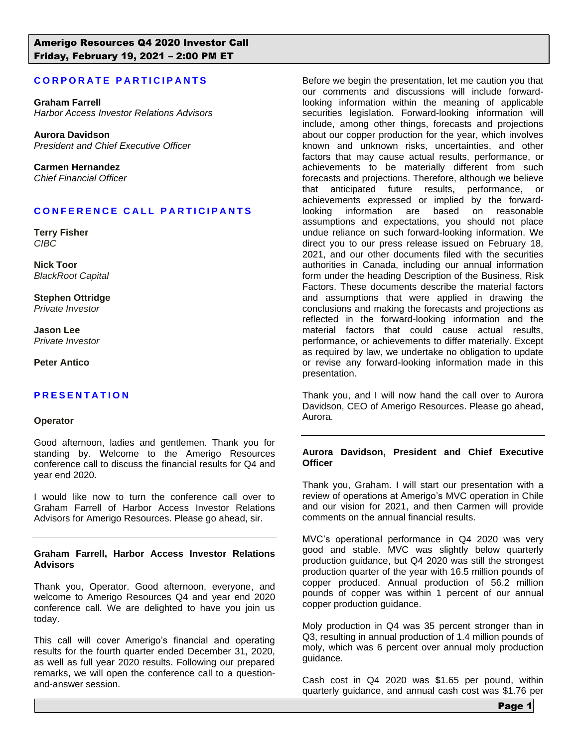# Amerigo Resources Q4 2020 Investor Call
## Friday, February 19, 2021 – 2:00 PM ET

## CORPORATE PARTICIPANTS

**Graham Farrell**
*Harbor Access Investor Relations Advisors*

**Aurora Davidson**
*President and Chief Executive Officer*

**Carmen Hernandez**
*Chief Financial Officer*

## CONFERENCE CALL PARTICIPANTS

**Terry Fisher**
*CIBC*

**Nick Toor**
*BlackRoot Capital*

**Stephen Ottridge**
*Private Investor*

**Jason Lee**
*Private Investor*

**Peter Antico**

## PRESENTATION

**Operator**

Good afternoon, ladies and gentlemen. Thank you for standing by. Welcome to the Amerigo Resources conference call to discuss the financial results for Q4 and year end 2020.

I would like now to turn the conference call over to Graham Farrell of Harbor Access Investor Relations Advisors for Amerigo Resources. Please go ahead, sir.

---

**Graham Farrell, Harbor Access Investor Relations Advisors**

Thank you, Operator. Good afternoon, everyone, and welcome to Amerigo Resources Q4 and year end 2020 conference call. We are delighted to have you join us today.

This call will cover Amerigo's financial and operating results for the fourth quarter ended December 31, 2020, as well as full year 2020 results. Following our prepared remarks, we will open the conference call to a question-and-answer session.

Before we begin the presentation, let me caution you that our comments and discussions will include forward-looking information within the meaning of applicable securities legislation. Forward-looking information will include, among other things, forecasts and projections about our copper production for the year, which involves known and unknown risks, uncertainties, and other factors that may cause actual results, performance, or achievements to be materially different from such forecasts and projections. Therefore, although we believe that anticipated future results, performance, or achievements expressed or implied by the forward-looking information are based on reasonable assumptions and expectations, you should not place undue reliance on such forward-looking information. We direct you to our press release issued on February 18, 2021, and our other documents filed with the securities authorities in Canada, including our annual information form under the heading Description of the Business, Risk Factors. These documents describe the material factors and assumptions that were applied in drawing the conclusions and making the forecasts and projections as reflected in the forward-looking information and the material factors that could cause actual results, performance, or achievements to differ materially. Except as required by law, we undertake no obligation to update or revise any forward-looking information made in this presentation.

Thank you, and I will now hand the call over to Aurora Davidson, CEO of Amerigo Resources. Please go ahead, Aurora.

---

**Aurora Davidson, President and Chief Executive Officer**

Thank you, Graham. I will start our presentation with a review of operations at Amerigo's MVC operation in Chile and our vision for 2021, and then Carmen will provide comments on the annual financial results.

MVC's operational performance in Q4 2020 was very good and stable. MVC was slightly below quarterly production guidance, but Q4 2020 was still the strongest production quarter of the year with 16.5 million pounds of copper produced. Annual production of 56.2 million pounds of copper was within 1 percent of our annual copper production guidance.

Moly production in Q4 was 35 percent stronger than in Q3, resulting in annual production of 1.4 million pounds of moly, which was 6 percent over annual moly production guidance.

Cash cost in Q4 2020 was $1.65 per pound, within quarterly guidance, and annual cash cost was $1.76 per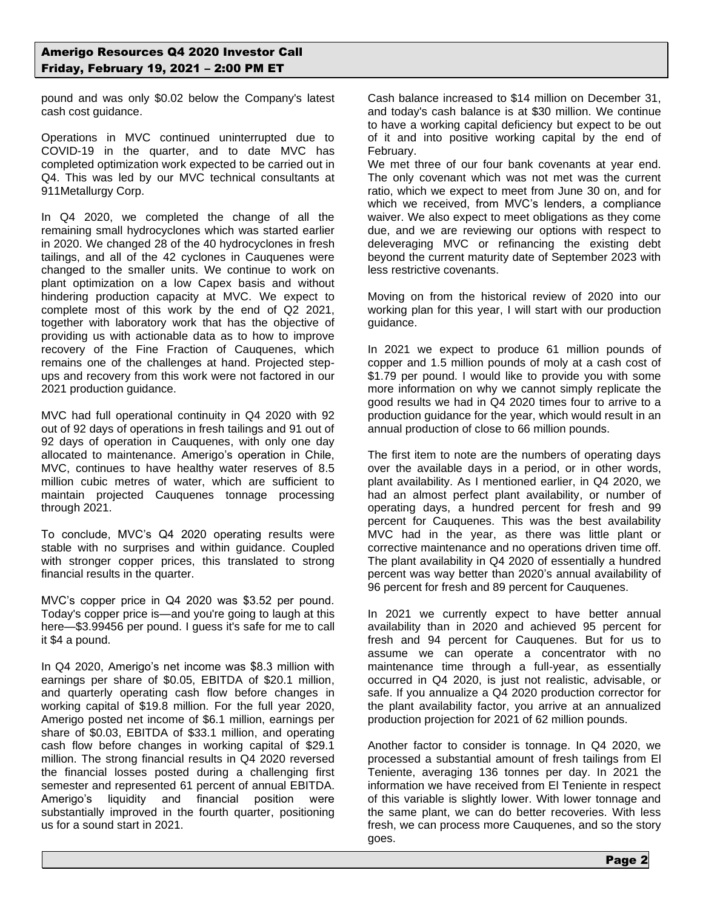pound and was only $0.02 below the Company's latest cash cost guidance.

Operations in MVC continued uninterrupted due to COVID-19 in the quarter, and to date MVC has completed optimization work expected to be carried out in Q4. This was led by our MVC technical consultants at 911Metallurgy Corp.

In Q4 2020, we completed the change of all the remaining small hydrocyclones which was started earlier in 2020. We changed 28 of the 40 hydrocyclones in fresh tailings, and all of the 42 cyclones in Cauquenes were changed to the smaller units. We continue to work on plant optimization on a low Capex basis and without hindering production capacity at MVC. We expect to complete most of this work by the end of Q2 2021, together with laboratory work that has the objective of providing us with actionable data as to how to improve recovery of the Fine Fraction of Cauquenes, which remains one of the challenges at hand. Projected step-ups and recovery from this work were not factored in our 2021 production guidance.

MVC had full operational continuity in Q4 2020 with 92 out of 92 days of operations in fresh tailings and 91 out of 92 days of operation in Cauquenes, with only one day allocated to maintenance. Amerigo's operation in Chile, MVC, continues to have healthy water reserves of 8.5 million cubic metres of water, which are sufficient to maintain projected Cauquenes tonnage processing through 2021.

To conclude, MVC's Q4 2020 operating results were stable with no surprises and within guidance. Coupled with stronger copper prices, this translated to strong financial results in the quarter.

MVC's copper price in Q4 2020 was $3.52 per pound. Today's copper price is—and you're going to laugh at this here—$3.99456 per pound. I guess it's safe for me to call it $4 a pound.

In Q4 2020, Amerigo's net income was $8.3 million with earnings per share of $0.05, EBITDA of $20.1 million, and quarterly operating cash flow before changes in working capital of $19.8 million. For the full year 2020, Amerigo posted net income of $6.1 million, earnings per share of $0.03, EBITDA of $33.1 million, and operating cash flow before changes in working capital of $29.1 million. The strong financial results in Q4 2020 reversed the financial losses posted during a challenging first semester and represented 61 percent of annual EBITDA. Amerigo's liquidity and financial position were substantially improved in the fourth quarter, positioning us for a sound start in 2021.

Cash balance increased to $14 million on December 31, and today's cash balance is at $30 million. We continue to have a working capital deficiency but expect to be out of it and into positive working capital by the end of February.
We met three of our four bank covenants at year end. The only covenant which was not met was the current ratio, which we expect to meet from June 30 on, and for which we received, from MVC's lenders, a compliance waiver. We also expect to meet obligations as they come due, and we are reviewing our options with respect to deleveraging MVC or refinancing the existing debt beyond the current maturity date of September 2023 with less restrictive covenants.

Moving on from the historical review of 2020 into our working plan for this year, I will start with our production guidance.

In 2021 we expect to produce 61 million pounds of copper and 1.5 million pounds of moly at a cash cost of $1.79 per pound. I would like to provide you with some more information on why we cannot simply replicate the good results we had in Q4 2020 times four to arrive to a production guidance for the year, which would result in an annual production of close to 66 million pounds.

The first item to note are the numbers of operating days over the available days in a period, or in other words, plant availability. As I mentioned earlier, in Q4 2020, we had an almost perfect plant availability, or number of operating days, a hundred percent for fresh and 99 percent for Cauquenes. This was the best availability MVC had in the year, as there was little plant or corrective maintenance and no operations driven time off. The plant availability in Q4 2020 of essentially a hundred percent was way better than 2020's annual availability of 96 percent for fresh and 89 percent for Cauquenes.

In 2021 we currently expect to have better annual availability than in 2020 and achieved 95 percent for fresh and 94 percent for Cauquenes. But for us to assume we can operate a concentrator with no maintenance time through a full-year, as essentially occurred in Q4 2020, is just not realistic, advisable, or safe. If you annualize a Q4 2020 production corrector for the plant availability factor, you arrive at an annualized production projection for 2021 of 62 million pounds.

Another factor to consider is tonnage. In Q4 2020, we processed a substantial amount of fresh tailings from El Teniente, averaging 136 tonnes per day. In 2021 the information we have received from El Teniente in respect of this variable is slightly lower. With lower tonnage and the same plant, we can do better recoveries. With less fresh, we can process more Cauquenes, and so the story goes.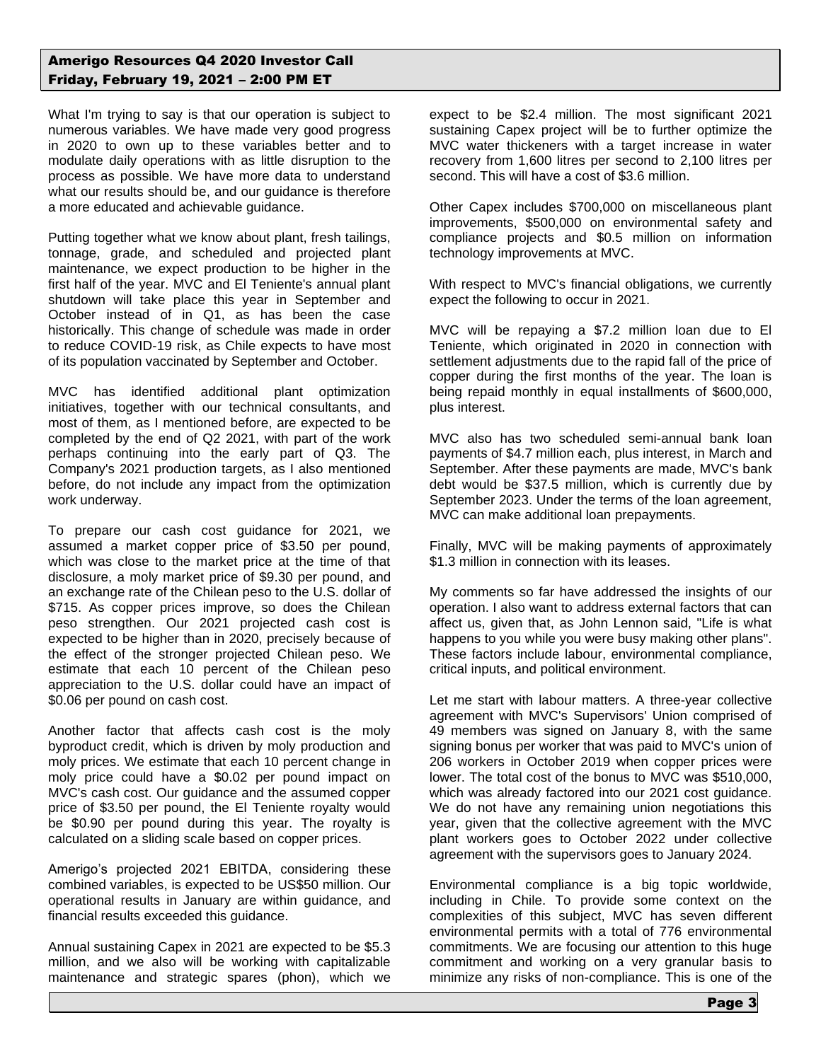What I'm trying to say is that our operation is subject to numerous variables. We have made very good progress in 2020 to own up to these variables better and to modulate daily operations with as little disruption to the process as possible. We have more data to understand what our results should be, and our guidance is therefore a more educated and achievable guidance.

Putting together what we know about plant, fresh tailings, tonnage, grade, and scheduled and projected plant maintenance, we expect production to be higher in the first half of the year. MVC and El Teniente's annual plant shutdown will take place this year in September and October instead of in Q1, as has been the case historically. This change of schedule was made in order to reduce COVID-19 risk, as Chile expects to have most of its population vaccinated by September and October.

MVC has identified additional plant optimization initiatives, together with our technical consultants, and most of them, as I mentioned before, are expected to be completed by the end of Q2 2021, with part of the work perhaps continuing into the early part of Q3. The Company's 2021 production targets, as I also mentioned before, do not include any impact from the optimization work underway.

To prepare our cash cost guidance for 2021, we assumed a market copper price of $3.50 per pound, which was close to the market price at the time of that disclosure, a moly market price of $9.30 per pound, and an exchange rate of the Chilean peso to the U.S. dollar of $715. As copper prices improve, so does the Chilean peso strengthen. Our 2021 projected cash cost is expected to be higher than in 2020, precisely because of the effect of the stronger projected Chilean peso. We estimate that each 10 percent of the Chilean peso appreciation to the U.S. dollar could have an impact of $0.06 per pound on cash cost.

Another factor that affects cash cost is the moly byproduct credit, which is driven by moly production and moly prices. We estimate that each 10 percent change in moly price could have a $0.02 per pound impact on MVC's cash cost. Our guidance and the assumed copper price of $3.50 per pound, the El Teniente royalty would be $0.90 per pound during this year. The royalty is calculated on a sliding scale based on copper prices.

Amerigo's projected 2021 EBITDA, considering these combined variables, is expected to be US$50 million. Our operational results in January are within guidance, and financial results exceeded this guidance.

Annual sustaining Capex in 2021 are expected to be $5.3 million, and we also will be working with capitalizable maintenance and strategic spares (phon), which we expect to be $2.4 million. The most significant 2021 sustaining Capex project will be to further optimize the MVC water thickeners with a target increase in water recovery from 1,600 litres per second to 2,100 litres per second. This will have a cost of $3.6 million.

Other Capex includes $700,000 on miscellaneous plant improvements, $500,000 on environmental safety and compliance projects and $0.5 million on information technology improvements at MVC.

With respect to MVC's financial obligations, we currently expect the following to occur in 2021.

MVC will be repaying a $7.2 million loan due to El Teniente, which originated in 2020 in connection with settlement adjustments due to the rapid fall of the price of copper during the first months of the year. The loan is being repaid monthly in equal installments of $600,000, plus interest.

MVC also has two scheduled semi-annual bank loan payments of $4.7 million each, plus interest, in March and September. After these payments are made, MVC's bank debt would be $37.5 million, which is currently due by September 2023. Under the terms of the loan agreement, MVC can make additional loan prepayments.

Finally, MVC will be making payments of approximately $1.3 million in connection with its leases.

My comments so far have addressed the insights of our operation. I also want to address external factors that can affect us, given that, as John Lennon said, "Life is what happens to you while you were busy making other plans". These factors include labour, environmental compliance, critical inputs, and political environment.

Let me start with labour matters. A three-year collective agreement with MVC's Supervisors' Union comprised of 49 members was signed on January 8, with the same signing bonus per worker that was paid to MVC's union of 206 workers in October 2019 when copper prices were lower. The total cost of the bonus to MVC was $510,000, which was already factored into our 2021 cost guidance. We do not have any remaining union negotiations this year, given that the collective agreement with the MVC plant workers goes to October 2022 under collective agreement with the supervisors goes to January 2024.

Environmental compliance is a big topic worldwide, including in Chile. To provide some context on the complexities of this subject, MVC has seven different environmental permits with a total of 776 environmental commitments. We are focusing our attention to this huge commitment and working on a very granular basis to minimize any risks of non-compliance. This is one of the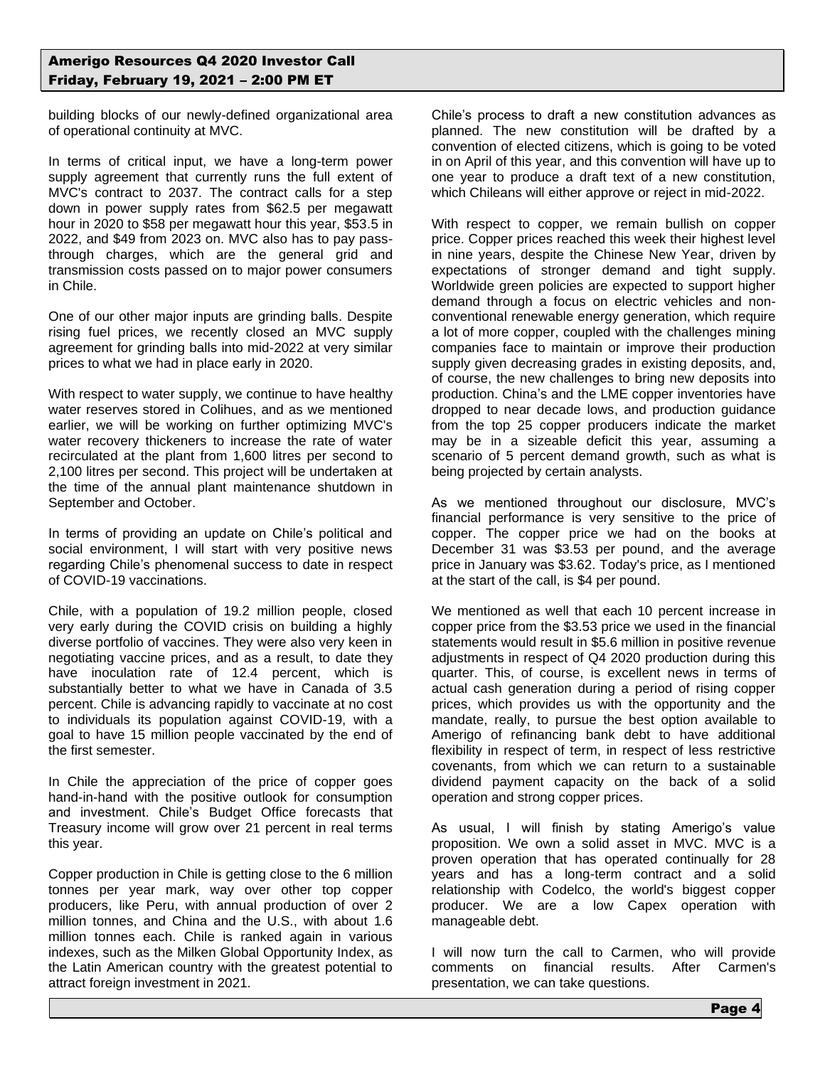building blocks of our newly-defined organizational area of operational continuity at MVC.

In terms of critical input, we have a long-term power supply agreement that currently runs the full extent of MVC's contract to 2037. The contract calls for a step down in power supply rates from $62.5 per megawatt hour in 2020 to $58 per megawatt hour this year, $53.5 in 2022, and $49 from 2023 on. MVC also has to pay pass-through charges, which are the general grid and transmission costs passed on to major power consumers in Chile.

One of our other major inputs are grinding balls. Despite rising fuel prices, we recently closed an MVC supply agreement for grinding balls into mid-2022 at very similar prices to what we had in place early in 2020.

With respect to water supply, we continue to have healthy water reserves stored in Colihues, and as we mentioned earlier, we will be working on further optimizing MVC's water recovery thickeners to increase the rate of water recirculated at the plant from 1,600 litres per second to 2,100 litres per second. This project will be undertaken at the time of the annual plant maintenance shutdown in September and October.

In terms of providing an update on Chile's political and social environment, I will start with very positive news regarding Chile's phenomenal success to date in respect of COVID-19 vaccinations.

Chile, with a population of 19.2 million people, closed very early during the COVID crisis on building a highly diverse portfolio of vaccines. They were also very keen in negotiating vaccine prices, and as a result, to date they have inoculation rate of 12.4 percent, which is substantially better to what we have in Canada of 3.5 percent. Chile is advancing rapidly to vaccinate at no cost to individuals its population against COVID-19, with a goal to have 15 million people vaccinated by the end of the first semester.

In Chile the appreciation of the price of copper goes hand-in-hand with the positive outlook for consumption and investment. Chile's Budget Office forecasts that Treasury income will grow over 21 percent in real terms this year.

Copper production in Chile is getting close to the 6 million tonnes per year mark, way over other top copper producers, like Peru, with annual production of over 2 million tonnes, and China and the U.S., with about 1.6 million tonnes each. Chile is ranked again in various indexes, such as the Milken Global Opportunity Index, as the Latin American country with the greatest potential to attract foreign investment in 2021.

Chile's process to draft a new constitution advances as planned. The new constitution will be drafted by a convention of elected citizens, which is going to be voted in on April of this year, and this convention will have up to one year to produce a draft text of a new constitution, which Chileans will either approve or reject in mid-2022.

With respect to copper, we remain bullish on copper price. Copper prices reached this week their highest level in nine years, despite the Chinese New Year, driven by expectations of stronger demand and tight supply. Worldwide green policies are expected to support higher demand through a focus on electric vehicles and non-conventional renewable energy generation, which require a lot of more copper, coupled with the challenges mining companies face to maintain or improve their production supply given decreasing grades in existing deposits, and, of course, the new challenges to bring new deposits into production. China's and the LME copper inventories have dropped to near decade lows, and production guidance from the top 25 copper producers indicate the market may be in a sizeable deficit this year, assuming a scenario of 5 percent demand growth, such as what is being projected by certain analysts.

As we mentioned throughout our disclosure, MVC's financial performance is very sensitive to the price of copper. The copper price we had on the books at December 31 was $3.53 per pound, and the average price in January was $3.62. Today's price, as I mentioned at the start of the call, is $4 per pound.

We mentioned as well that each 10 percent increase in copper price from the $3.53 price we used in the financial statements would result in $5.6 million in positive revenue adjustments in respect of Q4 2020 production during this quarter. This, of course, is excellent news in terms of actual cash generation during a period of rising copper prices, which provides us with the opportunity and the mandate, really, to pursue the best option available to Amerigo of refinancing bank debt to have additional flexibility in respect of term, in respect of less restrictive covenants, from which we can return to a sustainable dividend payment capacity on the back of a solid operation and strong copper prices.

As usual, I will finish by stating Amerigo's value proposition. We own a solid asset in MVC. MVC is a proven operation that has operated continually for 28 years and has a long-term contract and a solid relationship with Codelco, the world's biggest copper producer. We are a low Capex operation with manageable debt.

I will now turn the call to Carmen, who will provide comments on financial results. After Carmen's presentation, we can take questions.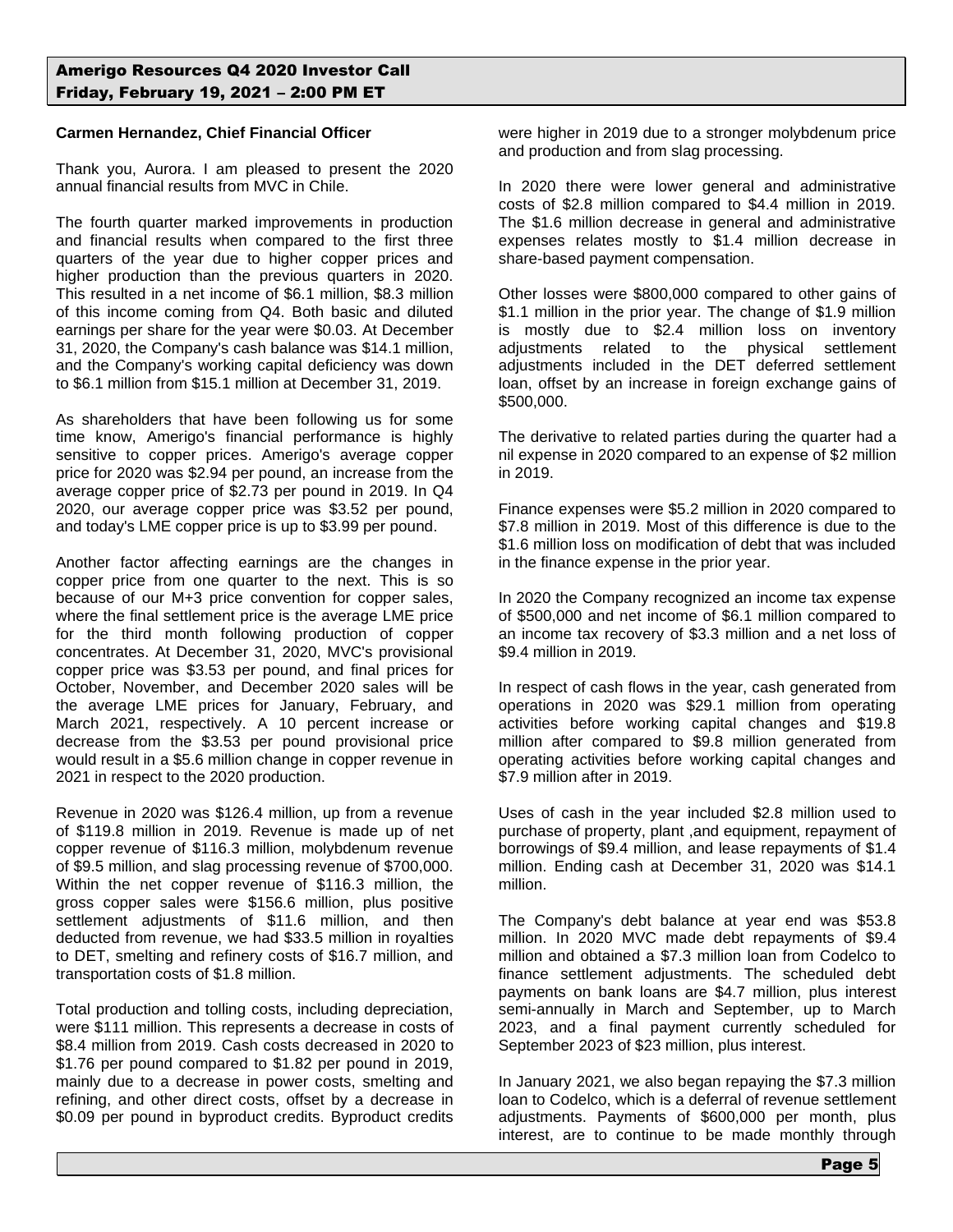**Carmen Hernandez, Chief Financial Officer**

Thank you, Aurora. I am pleased to present the 2020 annual financial results from MVC in Chile.

The fourth quarter marked improvements in production and financial results when compared to the first three quarters of the year due to higher copper prices and higher production than the previous quarters in 2020. This resulted in a net income of $6.1 million, $8.3 million of this income coming from Q4. Both basic and diluted earnings per share for the year were $0.03. At December 31, 2020, the Company's cash balance was $14.1 million, and the Company's working capital deficiency was down to $6.1 million from $15.1 million at December 31, 2019.

As shareholders that have been following us for some time know, Amerigo's financial performance is highly sensitive to copper prices. Amerigo's average copper price for 2020 was $2.94 per pound, an increase from the average copper price of $2.73 per pound in 2019. In Q4 2020, our average copper price was $3.52 per pound, and today's LME copper price is up to $3.99 per pound.

Another factor affecting earnings are the changes in copper price from one quarter to the next. This is so because of our M+3 price convention for copper sales, where the final settlement price is the average LME price for the third month following production of copper concentrates. At December 31, 2020, MVC's provisional copper price was $3.53 per pound, and final prices for October, November, and December 2020 sales will be the average LME prices for January, February, and March 2021, respectively. A 10 percent increase or decrease from the $3.53 per pound provisional price would result in a $5.6 million change in copper revenue in 2021 in respect to the 2020 production.

Revenue in 2020 was $126.4 million, up from a revenue of $119.8 million in 2019. Revenue is made up of net copper revenue of $116.3 million, molybdenum revenue of $9.5 million, and slag processing revenue of $700,000. Within the net copper revenue of $116.3 million, the gross copper sales were $156.6 million, plus positive settlement adjustments of $11.6 million, and then deducted from revenue, we had $33.5 million in royalties to DET, smelting and refinery costs of $16.7 million, and transportation costs of $1.8 million.

Total production and tolling costs, including depreciation, were $111 million. This represents a decrease in costs of $8.4 million from 2019. Cash costs decreased in 2020 to $1.76 per pound compared to $1.82 per pound in 2019, mainly due to a decrease in power costs, smelting and refining, and other direct costs, offset by a decrease in $0.09 per pound in byproduct credits. Byproduct credits were higher in 2019 due to a stronger molybdenum price and production and from slag processing.

In 2020 there were lower general and administrative costs of $2.8 million compared to $4.4 million in 2019. The $1.6 million decrease in general and administrative expenses relates mostly to $1.4 million decrease in share-based payment compensation.

Other losses were $800,000 compared to other gains of $1.1 million in the prior year. The change of $1.9 million is mostly due to $2.4 million loss on inventory adjustments related to the physical settlement adjustments included in the DET deferred settlement loan, offset by an increase in foreign exchange gains of $500,000.

The derivative to related parties during the quarter had a nil expense in 2020 compared to an expense of $2 million in 2019.

Finance expenses were $5.2 million in 2020 compared to $7.8 million in 2019. Most of this difference is due to the $1.6 million loss on modification of debt that was included in the finance expense in the prior year.

In 2020 the Company recognized an income tax expense of $500,000 and net income of $6.1 million compared to an income tax recovery of $3.3 million and a net loss of $9.4 million in 2019.

In respect of cash flows in the year, cash generated from operations in 2020 was $29.1 million from operating activities before working capital changes and $19.8 million after compared to $9.8 million generated from operating activities before working capital changes and $7.9 million after in 2019.

Uses of cash in the year included $2.8 million used to purchase of property, plant ,and equipment, repayment of borrowings of $9.4 million, and lease repayments of $1.4 million. Ending cash at December 31, 2020 was $14.1 million.

The Company's debt balance at year end was $53.8 million. In 2020 MVC made debt repayments of $9.4 million and obtained a $7.3 million loan from Codelco to finance settlement adjustments. The scheduled debt payments on bank loans are $4.7 million, plus interest semi-annually in March and September, up to March 2023, and a final payment currently scheduled for September 2023 of $23 million, plus interest.

In January 2021, we also began repaying the $7.3 million loan to Codelco, which is a deferral of revenue settlement adjustments. Payments of $600,000 per month, plus interest, are to continue to be made monthly through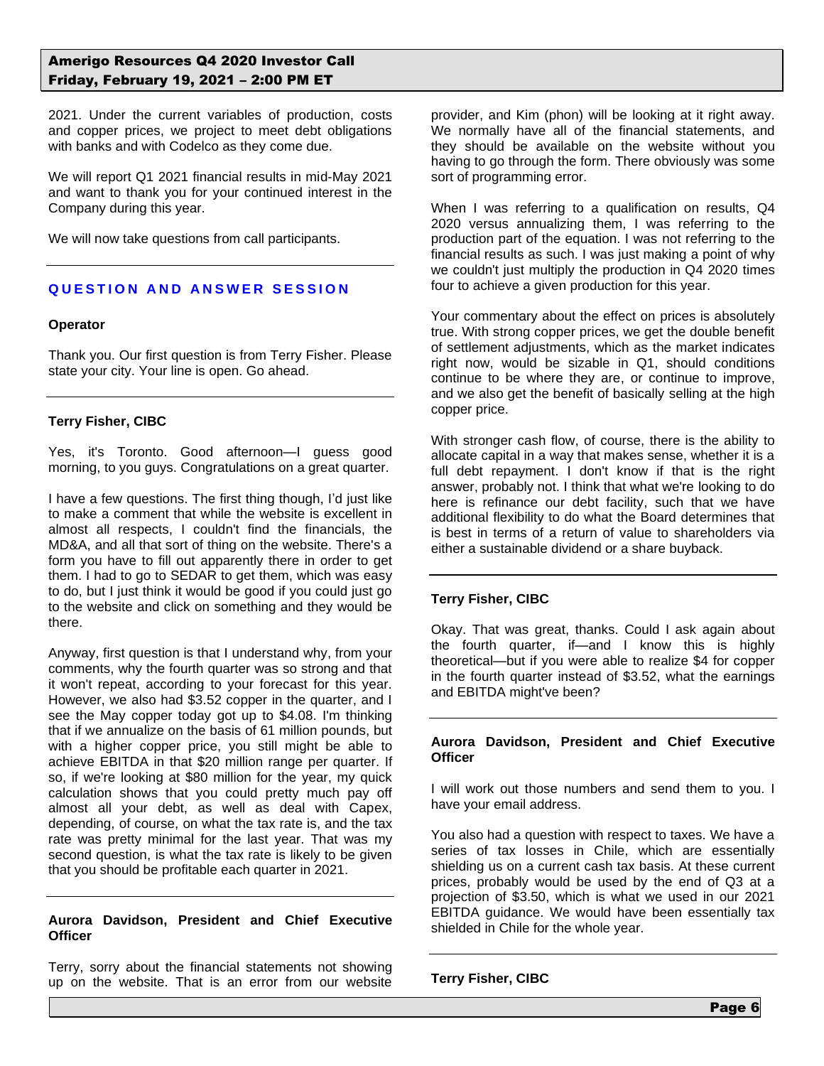2021. Under the current variables of production, costs and copper prices, we project to meet debt obligations with banks and with Codelco as they come due.

We will report Q1 2021 financial results in mid-May 2021 and want to thank you for your continued interest in the Company during this year.

We will now take questions from call participants.

## QUESTION AND ANSWER SESSION

**Operator**

Thank you. Our first question is from Terry Fisher. Please state your city. Your line is open. Go ahead.

**Terry Fisher, CIBC**

Yes, it's Toronto. Good afternoon—I guess good morning, to you guys. Congratulations on a great quarter.

I have a few questions. The first thing though, I'd just like to make a comment that while the website is excellent in almost all respects, I couldn't find the financials, the MD&A, and all that sort of thing on the website. There's a form you have to fill out apparently there in order to get them. I had to go to SEDAR to get them, which was easy to do, but I just think it would be good if you could just go to the website and click on something and they would be there.

Anyway, first question is that I understand why, from your comments, why the fourth quarter was so strong and that it won't repeat, according to your forecast for this year. However, we also had $3.52 copper in the quarter, and I see the May copper today got up to $4.08. I'm thinking that if we annualize on the basis of 61 million pounds, but with a higher copper price, you still might be able to achieve EBITDA in that $20 million range per quarter. If so, if we're looking at $80 million for the year, my quick calculation shows that you could pretty much pay off almost all your debt, as well as deal with Capex, depending, of course, on what the tax rate is, and the tax rate was pretty minimal for the last year. That was my second question, is what the tax rate is likely to be given that you should be profitable each quarter in 2021.

**Aurora Davidson, President and Chief Executive Officer**

Terry, sorry about the financial statements not showing up on the website. That is an error from our website provider, and Kim (phon) will be looking at it right away. We normally have all of the financial statements, and they should be available on the website without you having to go through the form. There obviously was some sort of programming error.

When I was referring to a qualification on results, Q4 2020 versus annualizing them, I was referring to the production part of the equation. I was not referring to the financial results as such. I was just making a point of why we couldn't just multiply the production in Q4 2020 times four to achieve a given production for this year.

Your commentary about the effect on prices is absolutely true. With strong copper prices, we get the double benefit of settlement adjustments, which as the market indicates right now, would be sizable in Q1, should conditions continue to be where they are, or continue to improve, and we also get the benefit of basically selling at the high copper price.

With stronger cash flow, of course, there is the ability to allocate capital in a way that makes sense, whether it is a full debt repayment. I don't know if that is the right answer, probably not. I think that what we're looking to do here is refinance our debt facility, such that we have additional flexibility to do what the Board determines that is best in terms of a return of value to shareholders via either a sustainable dividend or a share buyback.

**Terry Fisher, CIBC**

Okay. That was great, thanks. Could I ask again about the fourth quarter, if—and I know this is highly theoretical—but if you were able to realize $4 for copper in the fourth quarter instead of $3.52, what the earnings and EBITDA might've been?

**Aurora Davidson, President and Chief Executive Officer**

I will work out those numbers and send them to you. I have your email address.

You also had a question with respect to taxes. We have a series of tax losses in Chile, which are essentially shielding us on a current cash tax basis. At these current prices, probably would be used by the end of Q3 at a projection of $3.50, which is what we used in our 2021 EBITDA guidance. We would have been essentially tax shielded in Chile for the whole year.

**Terry Fisher, CIBC**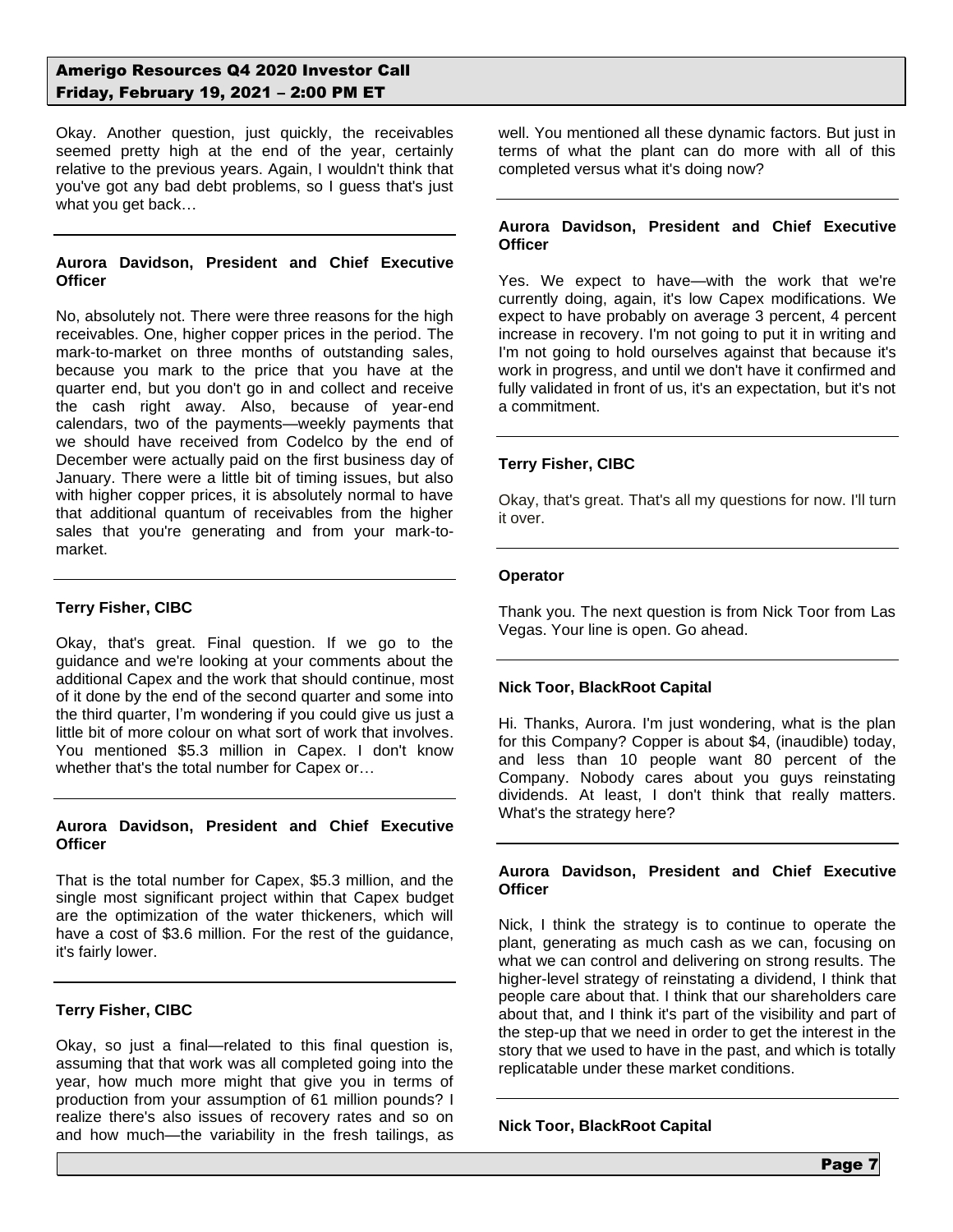Okay. Another question, just quickly, the receivables seemed pretty high at the end of the year, certainly relative to the previous years. Again, I wouldn't think that you've got any bad debt problems, so I guess that's just what you get back…

**Aurora Davidson, President and Chief Executive Officer**

No, absolutely not. There were three reasons for the high receivables. One, higher copper prices in the period. The mark-to-market on three months of outstanding sales, because you mark to the price that you have at the quarter end, but you don't go in and collect and receive the cash right away. Also, because of year-end calendars, two of the payments—weekly payments that we should have received from Codelco by the end of December were actually paid on the first business day of January. There were a little bit of timing issues, but also with higher copper prices, it is absolutely normal to have that additional quantum of receivables from the higher sales that you're generating and from your mark-to-market.

**Terry Fisher, CIBC**

Okay, that's great. Final question. If we go to the guidance and we're looking at your comments about the additional Capex and the work that should continue, most of it done by the end of the second quarter and some into the third quarter, I'm wondering if you could give us just a little bit of more colour on what sort of work that involves. You mentioned $5.3 million in Capex. I don't know whether that's the total number for Capex or…

**Aurora Davidson, President and Chief Executive Officer**

That is the total number for Capex, $5.3 million, and the single most significant project within that Capex budget are the optimization of the water thickeners, which will have a cost of $3.6 million. For the rest of the guidance, it's fairly lower.

**Terry Fisher, CIBC**

Okay, so just a final—related to this final question is, assuming that that work was all completed going into the year, how much more might that give you in terms of production from your assumption of 61 million pounds? I realize there's also issues of recovery rates and so on and how much—the variability in the fresh tailings, as well. You mentioned all these dynamic factors. But just in terms of what the plant can do more with all of this completed versus what it's doing now?

**Aurora Davidson, President and Chief Executive Officer**

Yes. We expect to have—with the work that we're currently doing, again, it's low Capex modifications. We expect to have probably on average 3 percent, 4 percent increase in recovery. I'm not going to put it in writing and I'm not going to hold ourselves against that because it's work in progress, and until we don't have it confirmed and fully validated in front of us, it's an expectation, but it's not a commitment.

**Terry Fisher, CIBC**

Okay, that's great. That's all my questions for now. I'll turn it over.

**Operator**

Thank you. The next question is from Nick Toor from Las Vegas. Your line is open. Go ahead.

**Nick Toor, BlackRoot Capital**

Hi. Thanks, Aurora. I'm just wondering, what is the plan for this Company? Copper is about $4, (inaudible) today, and less than 10 people want 80 percent of the Company. Nobody cares about you guys reinstating dividends. At least, I don't think that really matters. What's the strategy here?

**Aurora Davidson, President and Chief Executive Officer**

Nick, I think the strategy is to continue to operate the plant, generating as much cash as we can, focusing on what we can control and delivering on strong results. The higher-level strategy of reinstating a dividend, I think that people care about that. I think that our shareholders care about that, and I think it's part of the visibility and part of the step-up that we need in order to get the interest in the story that we used to have in the past, and which is totally replicatable under these market conditions.

**Nick Toor, BlackRoot Capital**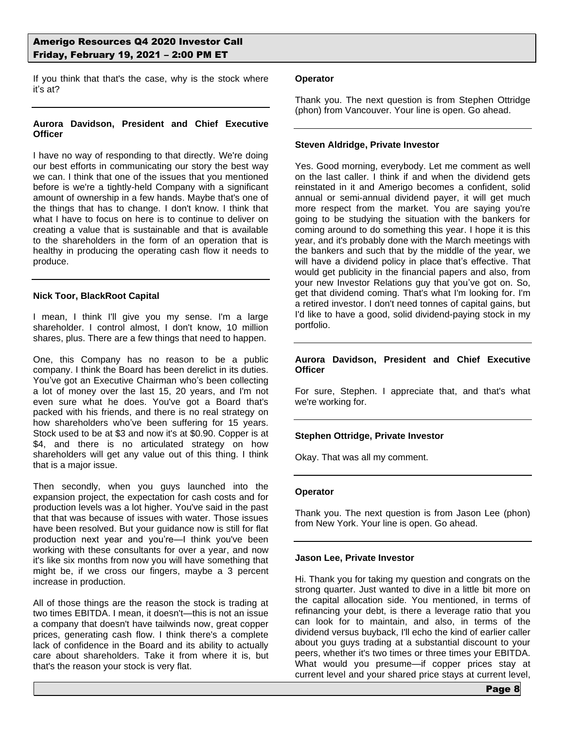If you think that that's the case, why is the stock where it's at?

**Aurora Davidson, President and Chief Executive Officer**

I have no way of responding to that directly. We're doing our best efforts in communicating our story the best way we can. I think that one of the issues that you mentioned before is we're a tightly-held Company with a significant amount of ownership in a few hands. Maybe that's one of the things that has to change. I don't know. I think that what I have to focus on here is to continue to deliver on creating a value that is sustainable and that is available to the shareholders in the form of an operation that is healthy in producing the operating cash flow it needs to produce.

**Nick Toor, BlackRoot Capital**

I mean, I think I'll give you my sense. I'm a large shareholder. I control almost, I don't know, 10 million shares, plus. There are a few things that need to happen.

One, this Company has no reason to be a public company. I think the Board has been derelict in its duties. You've got an Executive Chairman who's been collecting a lot of money over the last 15, 20 years, and I'm not even sure what he does. You've got a Board that's packed with his friends, and there is no real strategy on how shareholders who've been suffering for 15 years. Stock used to be at $3 and now it's at $0.90. Copper is at $4, and there is no articulated strategy on how shareholders will get any value out of this thing. I think that is a major issue.

Then secondly, when you guys launched into the expansion project, the expectation for cash costs and for production levels was a lot higher. You've said in the past that that was because of issues with water. Those issues have been resolved. But your guidance now is still for flat production next year and you're—I think you've been working with these consultants for over a year, and now it's like six months from now you will have something that might be, if we cross our fingers, maybe a 3 percent increase in production.

All of those things are the reason the stock is trading at two times EBITDA. I mean, it doesn't—this is not an issue a company that doesn't have tailwinds now, great copper prices, generating cash flow. I think there's a complete lack of confidence in the Board and its ability to actually care about shareholders. Take it from where it is, but that's the reason your stock is very flat.

**Operator**

Thank you. The next question is from Stephen Ottridge (phon) from Vancouver. Your line is open. Go ahead.

**Steven Aldridge, Private Investor**

Yes. Good morning, everybody. Let me comment as well on the last caller. I think if and when the dividend gets reinstated in it and Amerigo becomes a confident, solid annual or semi-annual dividend payer, it will get much more respect from the market. You are saying you're going to be studying the situation with the bankers for coming around to do something this year. I hope it is this year, and it's probably done with the March meetings with the bankers and such that by the middle of the year, we will have a dividend policy in place that's effective. That would get publicity in the financial papers and also, from your new Investor Relations guy that you've got on. So, get that dividend coming. That's what I'm looking for. I'm a retired investor. I don't need tonnes of capital gains, but I'd like to have a good, solid dividend-paying stock in my portfolio.

**Aurora Davidson, President and Chief Executive Officer**

For sure, Stephen. I appreciate that, and that's what we're working for.

**Stephen Ottridge, Private Investor**

Okay. That was all my comment.

**Operator**

Thank you. The next question is from Jason Lee (phon) from New York. Your line is open. Go ahead.

**Jason Lee, Private Investor**

Hi. Thank you for taking my question and congrats on the strong quarter. Just wanted to dive in a little bit more on the capital allocation side. You mentioned, in terms of refinancing your debt, is there a leverage ratio that you can look for to maintain, and also, in terms of the dividend versus buyback, I'll echo the kind of earlier caller about you guys trading at a substantial discount to your peers, whether it's two times or three times your EBITDA. What would you presume—if copper prices stay at current level and your shared price stays at current level,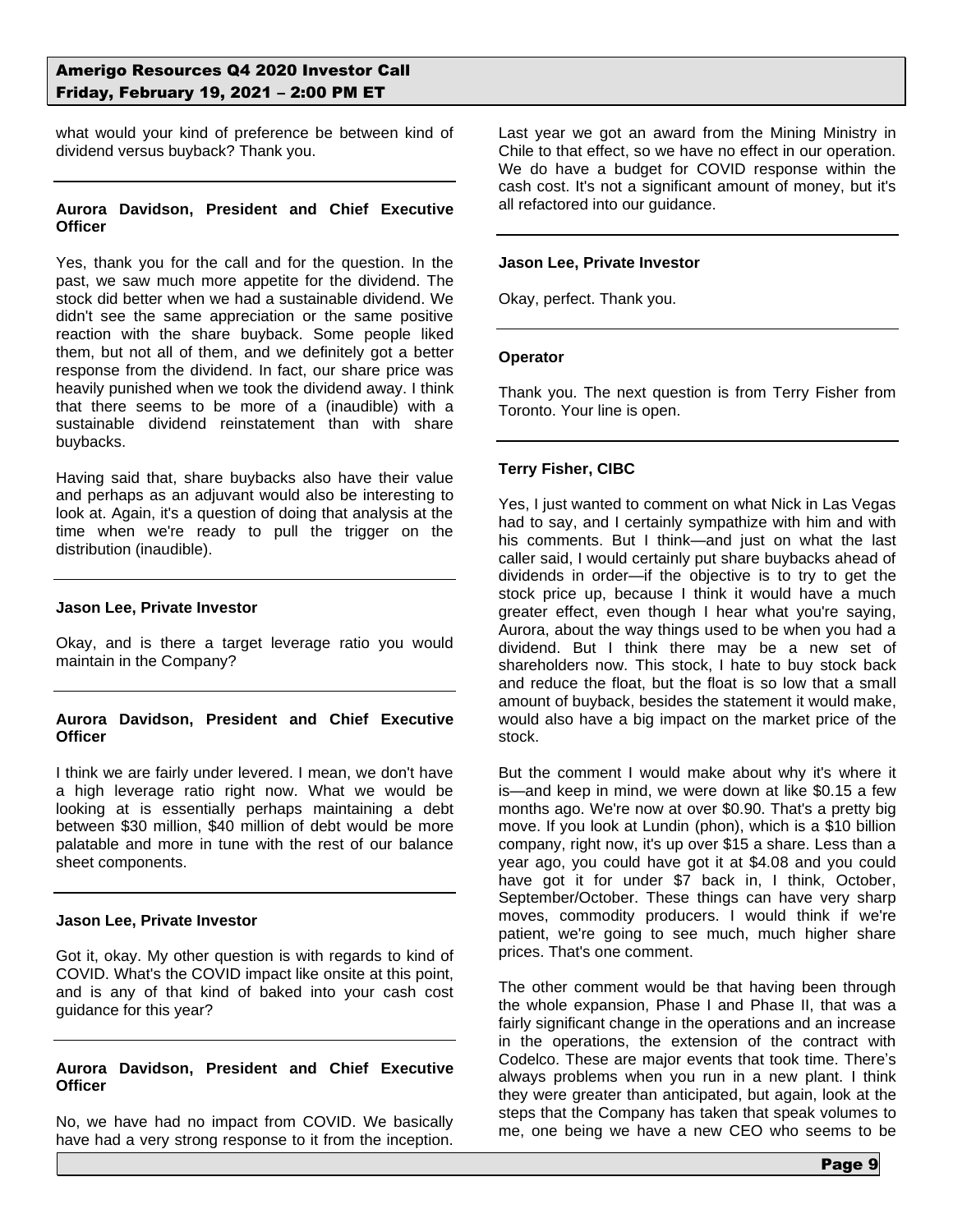what would your kind of preference be between kind of dividend versus buyback? Thank you.

**Aurora Davidson, President and Chief Executive Officer**

Yes, thank you for the call and for the question. In the past, we saw much more appetite for the dividend. The stock did better when we had a sustainable dividend. We didn't see the same appreciation or the same positive reaction with the share buyback. Some people liked them, but not all of them, and we definitely got a better response from the dividend. In fact, our share price was heavily punished when we took the dividend away. I think that there seems to be more of a (inaudible) with a sustainable dividend reinstatement than with share buybacks.

Having said that, share buybacks also have their value and perhaps as an adjuvant would also be interesting to look at. Again, it's a question of doing that analysis at the time when we're ready to pull the trigger on the distribution (inaudible).

**Jason Lee, Private Investor**

Okay, and is there a target leverage ratio you would maintain in the Company?

**Aurora Davidson, President and Chief Executive Officer**

I think we are fairly under levered. I mean, we don't have a high leverage ratio right now. What we would be looking at is essentially perhaps maintaining a debt between $30 million, $40 million of debt would be more palatable and more in tune with the rest of our balance sheet components.

**Jason Lee, Private Investor**

Got it, okay. My other question is with regards to kind of COVID. What's the COVID impact like onsite at this point, and is any of that kind of baked into your cash cost guidance for this year?

**Aurora Davidson, President and Chief Executive Officer**

No, we have had no impact from COVID. We basically have had a very strong response to it from the inception. Last year we got an award from the Mining Ministry in Chile to that effect, so we have no effect in our operation. We do have a budget for COVID response within the cash cost. It's not a significant amount of money, but it's all refactored into our guidance.

**Jason Lee, Private Investor**

Okay, perfect. Thank you.

**Operator**

Thank you. The next question is from Terry Fisher from Toronto. Your line is open.

**Terry Fisher, CIBC**

Yes, I just wanted to comment on what Nick in Las Vegas had to say, and I certainly sympathize with him and with his comments. But I think—and just on what the last caller said, I would certainly put share buybacks ahead of dividends in order—if the objective is to try to get the stock price up, because I think it would have a much greater effect, even though I hear what you're saying, Aurora, about the way things used to be when you had a dividend. But I think there may be a new set of shareholders now. This stock, I hate to buy stock back and reduce the float, but the float is so low that a small amount of buyback, besides the statement it would make, would also have a big impact on the market price of the stock.

But the comment I would make about why it's where it is—and keep in mind, we were down at like $0.15 a few months ago. We're now at over $0.90. That's a pretty big move. If you look at Lundin (phon), which is a $10 billion company, right now, it's up over $15 a share. Less than a year ago, you could have got it at $4.08 and you could have got it for under $7 back in, I think, October, September/October. These things can have very sharp moves, commodity producers. I would think if we're patient, we're going to see much, much higher share prices. That's one comment.

The other comment would be that having been through the whole expansion, Phase I and Phase II, that was a fairly significant change in the operations and an increase in the operations, the extension of the contract with Codelco. These are major events that took time. There's always problems when you run in a new plant. I think they were greater than anticipated, but again, look at the steps that the Company has taken that speak volumes to me, one being we have a new CEO who seems to be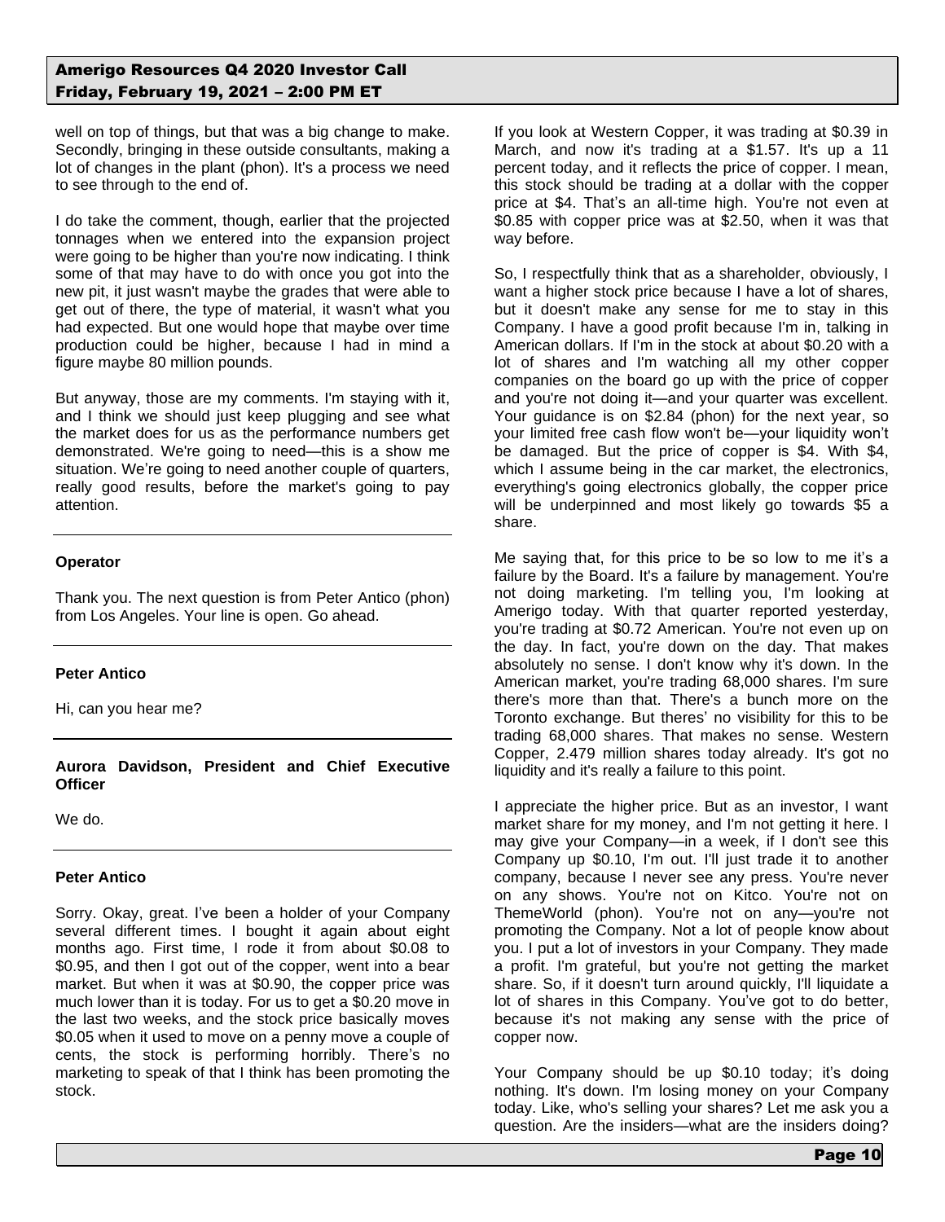well on top of things, but that was a big change to make. Secondly, bringing in these outside consultants, making a lot of changes in the plant (phon). It's a process we need to see through to the end of.

I do take the comment, though, earlier that the projected tonnages when we entered into the expansion project were going to be higher than you're now indicating. I think some of that may have to do with once you got into the new pit, it just wasn't maybe the grades that were able to get out of there, the type of material, it wasn't what you had expected. But one would hope that maybe over time production could be higher, because I had in mind a figure maybe 80 million pounds.

But anyway, those are my comments. I'm staying with it, and I think we should just keep plugging and see what the market does for us as the performance numbers get demonstrated. We're going to need—this is a show me situation. We're going to need another couple of quarters, really good results, before the market's going to pay attention.

---

**Operator**

Thank you. The next question is from Peter Antico (phon) from Los Angeles. Your line is open. Go ahead.

---

**Peter Antico**

Hi, can you hear me?

---

**Aurora Davidson, President and Chief Executive Officer**

We do.

---

**Peter Antico**

Sorry. Okay, great. I've been a holder of your Company several different times. I bought it again about eight months ago. First time, I rode it from about $0.08 to $0.95, and then I got out of the copper, went into a bear market. But when it was at $0.90, the copper price was much lower than it is today. For us to get a $0.20 move in the last two weeks, and the stock price basically moves $0.05 when it used to move on a penny move a couple of cents, the stock is performing horribly. There's no marketing to speak of that I think has been promoting the stock.

If you look at Western Copper, it was trading at $0.39 in March, and now it's trading at a $1.57. It's up a 11 percent today, and it reflects the price of copper. I mean, this stock should be trading at a dollar with the copper price at $4. That's an all-time high. You're not even at $0.85 with copper price was at $2.50, when it was that way before.

So, I respectfully think that as a shareholder, obviously, I want a higher stock price because I have a lot of shares, but it doesn't make any sense for me to stay in this Company. I have a good profit because I'm in, talking in American dollars. If I'm in the stock at about $0.20 with a lot of shares and I'm watching all my other copper companies on the board go up with the price of copper and you're not doing it—and your quarter was excellent. Your guidance is on $2.84 (phon) for the next year, so your limited free cash flow won't be—your liquidity won't be damaged. But the price of copper is $4. With $4, which I assume being in the car market, the electronics, everything's going electronics globally, the copper price will be underpinned and most likely go towards $5 a share.

Me saying that, for this price to be so low to me it's a failure by the Board. It's a failure by management. You're not doing marketing. I'm telling you, I'm looking at Amerigo today. With that quarter reported yesterday, you're trading at $0.72 American. You're not even up on the day. In fact, you're down on the day. That makes absolutely no sense. I don't know why it's down. In the American market, you're trading 68,000 shares. I'm sure there's more than that. There's a bunch more on the Toronto exchange. But theres' no visibility for this to be trading 68,000 shares. That makes no sense. Western Copper, 2.479 million shares today already. It's got no liquidity and it's really a failure to this point.

I appreciate the higher price. But as an investor, I want market share for my money, and I'm not getting it here. I may give your Company—in a week, if I don't see this Company up $0.10, I'm out. I'll just trade it to another company, because I never see any press. You're never on any shows. You're not on Kitco. You're not on ThemeWorld (phon). You're not on any—you're not promoting the Company. Not a lot of people know about you. I put a lot of investors in your Company. They made a profit. I'm grateful, but you're not getting the market share. So, if it doesn't turn around quickly, I'll liquidate a lot of shares in this Company. You've got to do better, because it's not making any sense with the price of copper now.

Your Company should be up $0.10 today; it's doing nothing. It's down. I'm losing money on your Company today. Like, who's selling your shares? Let me ask you a question. Are the insiders—what are the insiders doing?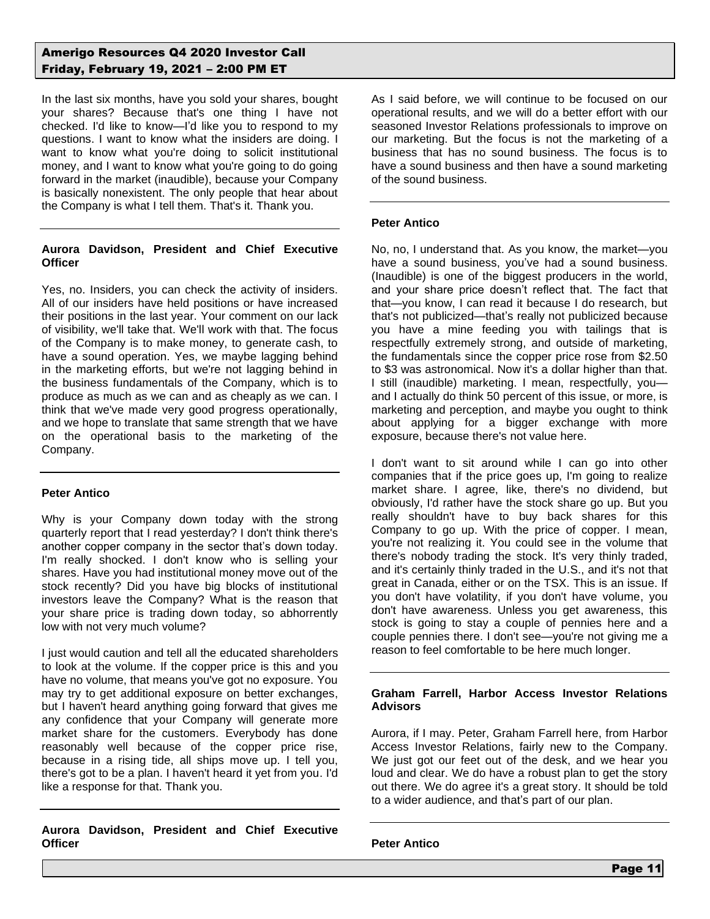In the last six months, have you sold your shares, bought your shares? Because that's one thing I have not checked. I'd like to know—I'd like you to respond to my questions. I want to know what the insiders are doing. I want to know what you're doing to solicit institutional money, and I want to know what you're going to do going forward in the market (inaudible), because your Company is basically nonexistent. The only people that hear about the Company is what I tell them. That's it. Thank you.

---

**Aurora Davidson, President and Chief Executive Officer**

Yes, no. Insiders, you can check the activity of insiders. All of our insiders have held positions or have increased their positions in the last year. Your comment on our lack of visibility, we'll take that. We'll work with that. The focus of the Company is to make money, to generate cash, to have a sound operation. Yes, we maybe lagging behind in the marketing efforts, but we're not lagging behind in the business fundamentals of the Company, which is to produce as much as we can and as cheaply as we can. I think that we've made very good progress operationally, and we hope to translate that same strength that we have on the operational basis to the marketing of the Company.

---

**Peter Antico**

Why is your Company down today with the strong quarterly report that I read yesterday? I don't think there's another copper company in the sector that's down today. I'm really shocked. I don't know who is selling your shares. Have you had institutional money move out of the stock recently? Did you have big blocks of institutional investors leave the Company? What is the reason that your share price is trading down today, so abhorrently low with not very much volume?

I just would caution and tell all the educated shareholders to look at the volume. If the copper price is this and you have no volume, that means you've got no exposure. You may try to get additional exposure on better exchanges, but I haven't heard anything going forward that gives me any confidence that your Company will generate more market share for the customers. Everybody has done reasonably well because of the copper price rise, because in a rising tide, all ships move up. I tell you, there's got to be a plan. I haven't heard it yet from you. I'd like a response for that. Thank you.

---

**Aurora Davidson, President and Chief Executive Officer**

As I said before, we will continue to be focused on our operational results, and we will do a better effort with our seasoned Investor Relations professionals to improve on our marketing. But the focus is not the marketing of a business that has no sound business. The focus is to have a sound business and then have a sound marketing of the sound business.

---

**Peter Antico**

No, no, I understand that. As you know, the market—you have a sound business, you've had a sound business. (Inaudible) is one of the biggest producers in the world, and your share price doesn't reflect that. The fact that that—you know, I can read it because I do research, but that's not publicized—that's really not publicized because you have a mine feeding you with tailings that is respectfully extremely strong, and outside of marketing, the fundamentals since the copper price rose from $2.50 to $3 was astronomical. Now it's a dollar higher than that. I still (inaudible) marketing. I mean, respectfully, you—and I actually do think 50 percent of this issue, or more, is marketing and perception, and maybe you ought to think about applying for a bigger exchange with more exposure, because there's not value here.

I don't want to sit around while I can go into other companies that if the price goes up, I'm going to realize market share. I agree, like, there's no dividend, but obviously, I'd rather have the stock share go up. But you really shouldn't have to buy back shares for this Company to go up. With the price of copper. I mean, you're not realizing it. You could see in the volume that there's nobody trading the stock. It's very thinly traded, and it's certainly thinly traded in the U.S., and it's not that great in Canada, either or on the TSX. This is an issue. If you don't have volatility, if you don't have volume, you don't have awareness. Unless you get awareness, this stock is going to stay a couple of pennies here and a couple pennies there. I don't see—you're not giving me a reason to feel comfortable to be here much longer.

---

**Graham Farrell, Harbor Access Investor Relations Advisors**

Aurora, if I may. Peter, Graham Farrell here, from Harbor Access Investor Relations, fairly new to the Company. We just got our feet out of the desk, and we hear you loud and clear. We do have a robust plan to get the story out there. We do agree it's a great story. It should be told to a wider audience, and that's part of our plan.

---

**Peter Antico**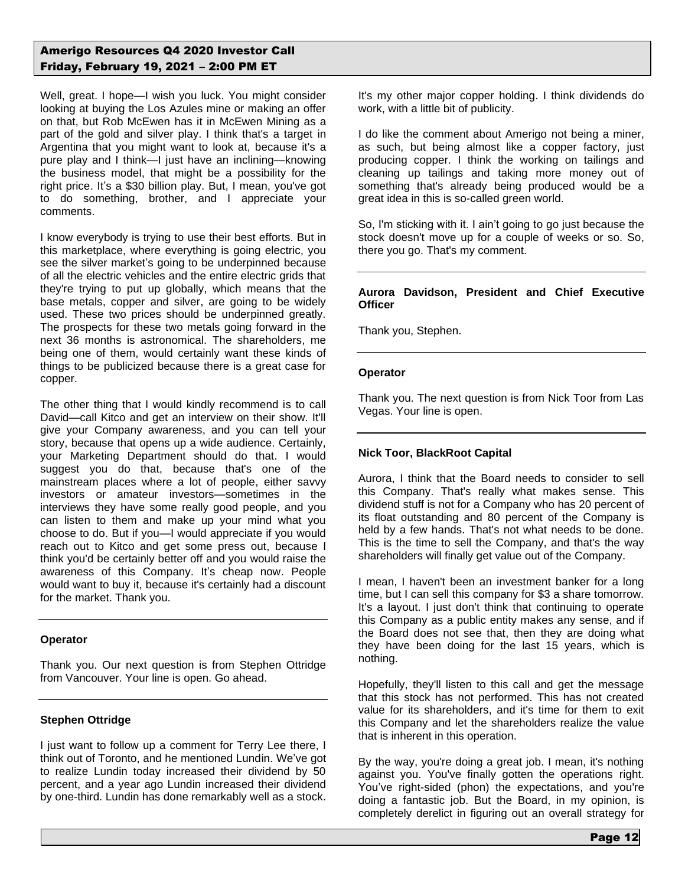Well, great. I hope—I wish you luck. You might consider looking at buying the Los Azules mine or making an offer on that, but Rob McEwen has it in McEwen Mining as a part of the gold and silver play. I think that's a target in Argentina that you might want to look at, because it's a pure play and I think—I just have an inclining—knowing the business model, that might be a possibility for the right price. It's a $30 billion play. But, I mean, you've got to do something, brother, and I appreciate your comments.

I know everybody is trying to use their best efforts. But in this marketplace, where everything is going electric, you see the silver market's going to be underpinned because of all the electric vehicles and the entire electric grids that they're trying to put up globally, which means that the base metals, copper and silver, are going to be widely used. These two prices should be underpinned greatly. The prospects for these two metals going forward in the next 36 months is astronomical. The shareholders, me being one of them, would certainly want these kinds of things to be publicized because there is a great case for copper.

The other thing that I would kindly recommend is to call David—call Kitco and get an interview on their show. It'll give your Company awareness, and you can tell your story, because that opens up a wide audience. Certainly, your Marketing Department should do that. I would suggest you do that, because that's one of the mainstream places where a lot of people, either savvy investors or amateur investors—sometimes in the interviews they have some really good people, and you can listen to them and make up your mind what you choose to do. But if you—I would appreciate if you would reach out to Kitco and get some press out, because I think you'd be certainly better off and you would raise the awareness of this Company. It's cheap now. People would want to buy it, because it's certainly had a discount for the market. Thank you.

---

**Operator**

Thank you. Our next question is from Stephen Ottridge from Vancouver. Your line is open. Go ahead.

---

**Stephen Ottridge**

I just want to follow up a comment for Terry Lee there, I think out of Toronto, and he mentioned Lundin. We've got to realize Lundin today increased their dividend by 50 percent, and a year ago Lundin increased their dividend by one-third. Lundin has done remarkably well as a stock. It's my other major copper holding. I think dividends do work, with a little bit of publicity.

I do like the comment about Amerigo not being a miner, as such, but being almost like a copper factory, just producing copper. I think the working on tailings and cleaning up tailings and taking more money out of something that's already being produced would be a great idea in this is so-called green world.

So, I'm sticking with it. I ain't going to go just because the stock doesn't move up for a couple of weeks or so. So, there you go. That's my comment.

---

**Aurora Davidson, President and Chief Executive Officer**

Thank you, Stephen.

---

**Operator**

Thank you. The next question is from Nick Toor from Las Vegas. Your line is open.

---

**Nick Toor, BlackRoot Capital**

Aurora, I think that the Board needs to consider to sell this Company. That's really what makes sense. This dividend stuff is not for a Company who has 20 percent of its float outstanding and 80 percent of the Company is held by a few hands. That's not what needs to be done. This is the time to sell the Company, and that's the way shareholders will finally get value out of the Company.

I mean, I haven't been an investment banker for a long time, but I can sell this company for $3 a share tomorrow. It's a layout. I just don't think that continuing to operate this Company as a public entity makes any sense, and if the Board does not see that, then they are doing what they have been doing for the last 15 years, which is nothing.

Hopefully, they'll listen to this call and get the message that this stock has not performed. This has not created value for its shareholders, and it's time for them to exit this Company and let the shareholders realize the value that is inherent in this operation.

By the way, you're doing a great job. I mean, it's nothing against you. You've finally gotten the operations right. You've right-sided (phon) the expectations, and you're doing a fantastic job. But the Board, in my opinion, is completely derelict in figuring out an overall strategy for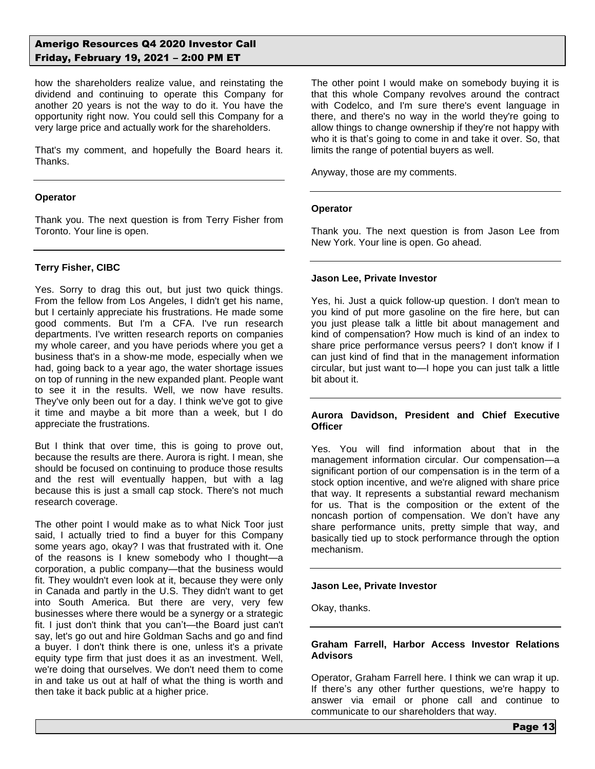how the shareholders realize value, and reinstating the dividend and continuing to operate this Company for another 20 years is not the way to do it. You have the opportunity right now. You could sell this Company for a very large price and actually work for the shareholders.

That's my comment, and hopefully the Board hears it. Thanks.

---

**Operator**

Thank you. The next question is from Terry Fisher from Toronto. Your line is open.

---

**Terry Fisher, CIBC**

Yes. Sorry to drag this out, but just two quick things. From the fellow from Los Angeles, I didn't get his name, but I certainly appreciate his frustrations. He made some good comments. But I'm a CFA. I've run research departments. I've written research reports on companies my whole career, and you have periods where you get a business that's in a show-me mode, especially when we had, going back to a year ago, the water shortage issues on top of running in the new expanded plant. People want to see it in the results. Well, we now have results. They've only been out for a day. I think we've got to give it time and maybe a bit more than a week, but I do appreciate the frustrations.

But I think that over time, this is going to prove out, because the results are there. Aurora is right. I mean, she should be focused on continuing to produce those results and the rest will eventually happen, but with a lag because this is just a small cap stock. There's not much research coverage.

The other point I would make as to what Nick Toor just said, I actually tried to find a buyer for this Company some years ago, okay? I was that frustrated with it. One of the reasons is I knew somebody who I thought—a corporation, a public company—that the business would fit. They wouldn't even look at it, because they were only in Canada and partly in the U.S. They didn't want to get into South America. But there are very, very few businesses where there would be a synergy or a strategic fit. I just don't think that you can't—the Board just can't say, let's go out and hire Goldman Sachs and go and find a buyer. I don't think there is one, unless it's a private equity type firm that just does it as an investment. Well, we're doing that ourselves. We don't need them to come in and take us out at half of what the thing is worth and then take it back public at a higher price.

The other point I would make on somebody buying it is that this whole Company revolves around the contract with Codelco, and I'm sure there's event language in there, and there's no way in the world they're going to allow things to change ownership if they're not happy with who it is that's going to come in and take it over. So, that limits the range of potential buyers as well.

Anyway, those are my comments.

---

**Operator**

Thank you. The next question is from Jason Lee from New York. Your line is open. Go ahead.

---

**Jason Lee, Private Investor**

Yes, hi. Just a quick follow-up question. I don't mean to you kind of put more gasoline on the fire here, but can you just please talk a little bit about management and kind of compensation? How much is kind of an index to share price performance versus peers? I don't know if I can just kind of find that in the management information circular, but just want to—I hope you can just talk a little bit about it.

---

**Aurora Davidson, President and Chief Executive Officer**

Yes. You will find information about that in the management information circular. Our compensation—a significant portion of our compensation is in the term of a stock option incentive, and we're aligned with share price that way. It represents a substantial reward mechanism for us. That is the composition or the extent of the noncash portion of compensation. We don't have any share performance units, pretty simple that way, and basically tied up to stock performance through the option mechanism.

---

**Jason Lee, Private Investor**

Okay, thanks.

---

**Graham Farrell, Harbor Access Investor Relations Advisors**

Operator, Graham Farrell here. I think we can wrap it up. If there's any other further questions, we're happy to answer via email or phone call and continue to communicate to our shareholders that way.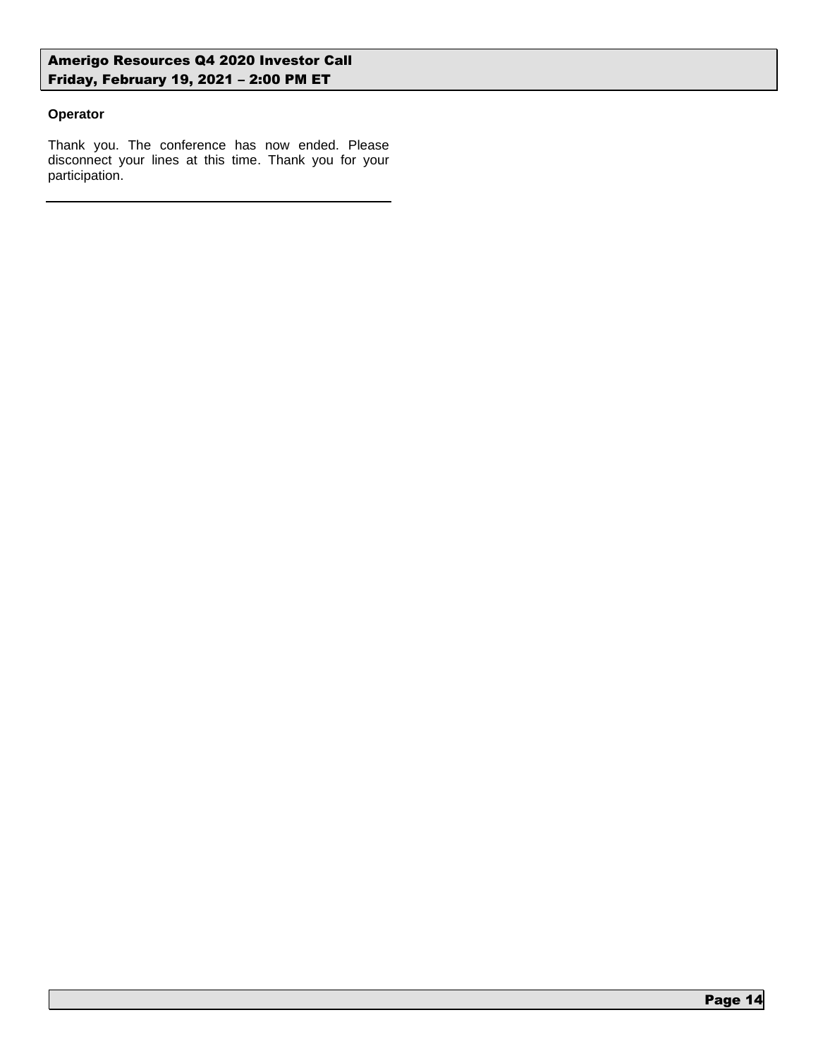**Operator**

Thank you. The conference has now ended. Please disconnect your lines at this time. Thank you for your participation.

---